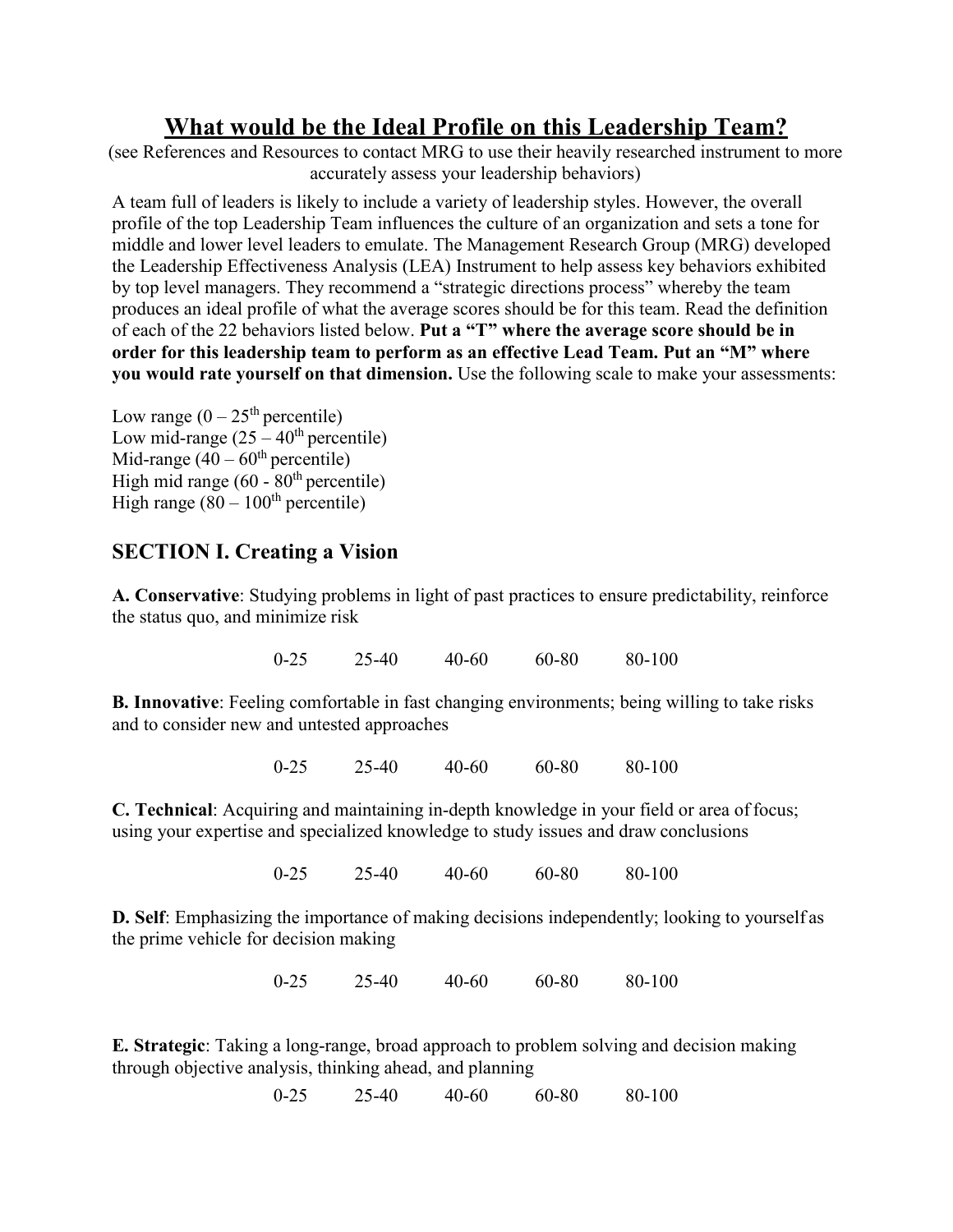# What would be the Ideal Profile on this Leadership Team?

(see References and Resources to contact MRG to use their heavily researched instrument to more accurately assess your leadership behaviors)

A team full of leaders is likely to include a variety of leadership styles. However, the overall profile of the top Leadership Team influences the culture of an organization and sets a tone for middle and lower level leaders to emulate. The Management Research Group (MRG) developed the Leadership Effectiveness Analysis (LEA) Instrument to help assess key behaviors exhibited by top level managers. They recommend a "strategic directions process" whereby the team produces an ideal profile of what the average scores should be for this team. Read the definition of each of the 22 behaviors listed below. **Put a "T" where the average score should be in order for this leadership team to perform as an effective Lead Team. Put an "M" where you would rate yourself on that dimension.** Use the following scale to make your assessments:

Low range (0 – 25th percentile)
Low mid-range (25 – 40th percentile)
Mid-range (40 – 60th percentile)
High mid range (60 - 80th percentile)
High range (80 – 100th percentile)

## SECTION I. Creating a Vision

**A. Conservative**: Studying problems in light of past practices to ensure predictability, reinforce the status quo, and minimize risk

0-25 25-40 40-60 60-80 80-100

**B. Innovative**: Feeling comfortable in fast changing environments; being willing to take risks and to consider new and untested approaches

0-25 25-40 40-60 60-80 80-100

**C. Technical**: Acquiring and maintaining in-depth knowledge in your field or area of focus; using your expertise and specialized knowledge to study issues and draw conclusions

0-25 25-40 40-60 60-80 80-100

**D. Self**: Emphasizing the importance of making decisions independently; looking to yourself as the prime vehicle for decision making

0-25 25-40 40-60 60-80 80-100

**E. Strategic**: Taking a long-range, broad approach to problem solving and decision making through objective analysis, thinking ahead, and planning

0-25 25-40 40-60 60-80 80-100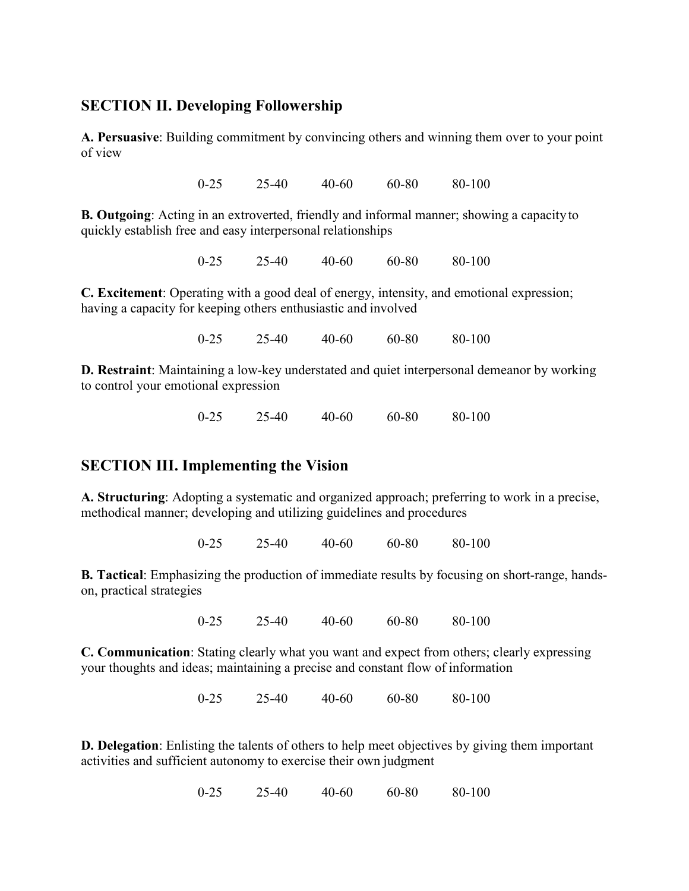## SECTION II. Developing Followership

**A. Persuasive**: Building commitment by convincing others and winning them over to your point of view

0-25 25-40 40-60 60-80 80-100

**B. Outgoing**: Acting in an extroverted, friendly and informal manner; showing a capacity to quickly establish free and easy interpersonal relationships

0-25 25-40 40-60 60-80 80-100

**C. Excitement**: Operating with a good deal of energy, intensity, and emotional expression; having a capacity for keeping others enthusiastic and involved

0-25 25-40 40-60 60-80 80-100

**D. Restraint**: Maintaining a low-key understated and quiet interpersonal demeanor by working to control your emotional expression

0-25 25-40 40-60 60-80 80-100

## SECTION III. Implementing the Vision

**A. Structuring**: Adopting a systematic and organized approach; preferring to work in a precise, methodical manner; developing and utilizing guidelines and procedures

0-25 25-40 40-60 60-80 80-100

**B. Tactical**: Emphasizing the production of immediate results by focusing on short-range, hands-on, practical strategies

0-25 25-40 40-60 60-80 80-100

**C. Communication**: Stating clearly what you want and expect from others; clearly expressing your thoughts and ideas; maintaining a precise and constant flow of information

0-25 25-40 40-60 60-80 80-100

**D. Delegation**: Enlisting the talents of others to help meet objectives by giving them important activities and sufficient autonomy to exercise their own judgment

0-25 25-40 40-60 60-80 80-100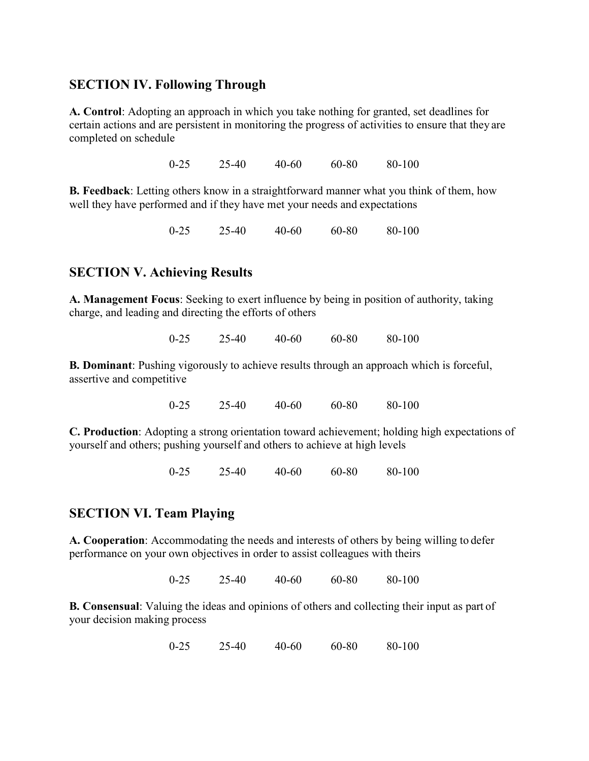## SECTION IV. Following Through

**A. Control**: Adopting an approach in which you take nothing for granted, set deadlines for certain actions and are persistent in monitoring the progress of activities to ensure that they are completed on schedule

0-25 25-40 40-60 60-80 80-100

**B. Feedback**: Letting others know in a straightforward manner what you think of them, how well they have performed and if they have met your needs and expectations

0-25 25-40 40-60 60-80 80-100

## SECTION V. Achieving Results

**A. Management Focus**: Seeking to exert influence by being in position of authority, taking charge, and leading and directing the efforts of others

0-25 25-40 40-60 60-80 80-100

**B. Dominant**: Pushing vigorously to achieve results through an approach which is forceful, assertive and competitive

0-25 25-40 40-60 60-80 80-100

**C. Production**: Adopting a strong orientation toward achievement; holding high expectations of yourself and others; pushing yourself and others to achieve at high levels

0-25 25-40 40-60 60-80 80-100

## SECTION VI. Team Playing

**A. Cooperation**: Accommodating the needs and interests of others by being willing to defer performance on your own objectives in order to assist colleagues with theirs

0-25 25-40 40-60 60-80 80-100

**B. Consensual**: Valuing the ideas and opinions of others and collecting their input as part of your decision making process

0-25 25-40 40-60 60-80 80-100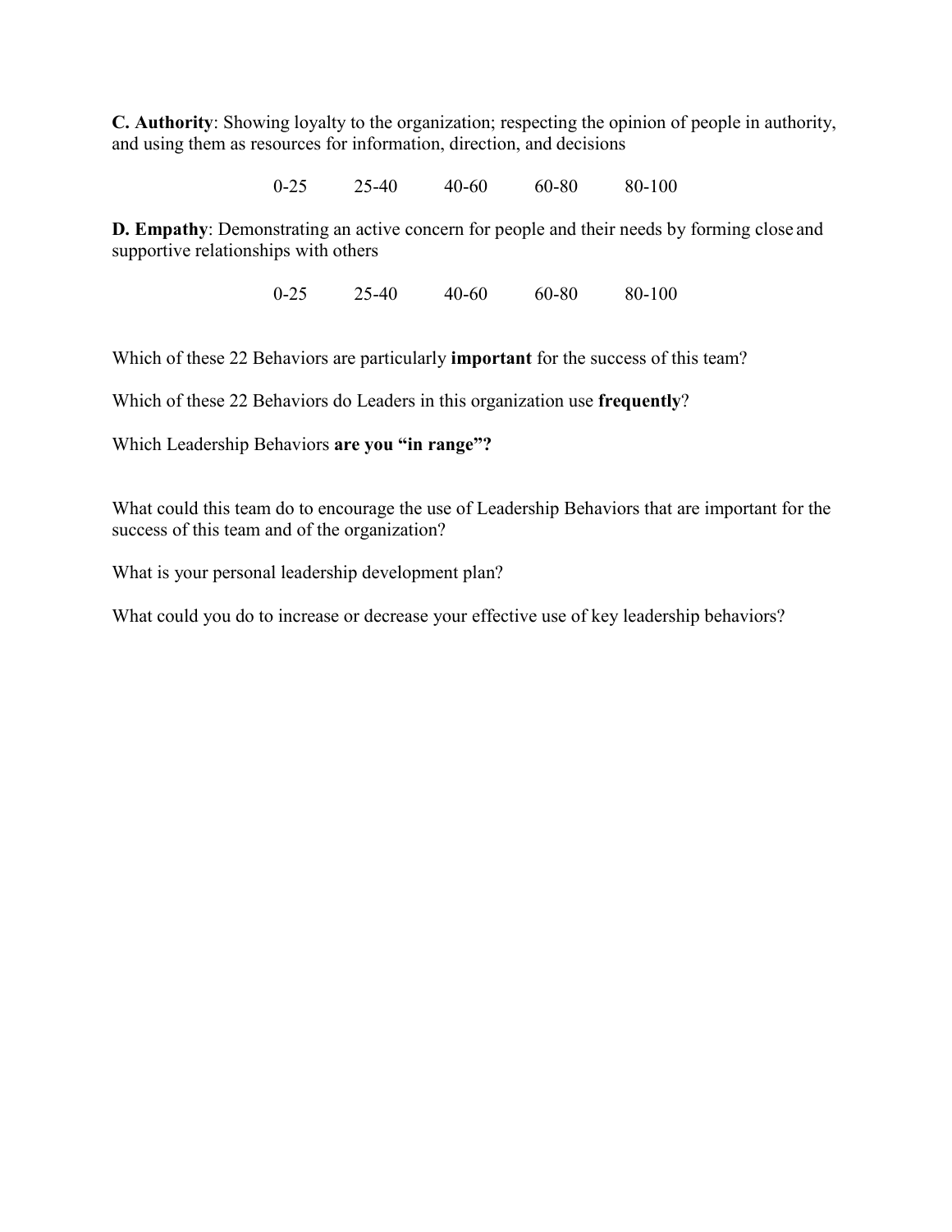**C. Authority**: Showing loyalty to the organization; respecting the opinion of people in authority, and using them as resources for information, direction, and decisions

0-25 25-40 40-60 60-80 80-100

**D. Empathy**: Demonstrating an active concern for people and their needs by forming close and supportive relationships with others

0-25 25-40 40-60 60-80 80-100

Which of these 22 Behaviors are particularly **important** for the success of this team?

Which of these 22 Behaviors do Leaders in this organization use **frequently**?

Which Leadership Behaviors **are you "in range"?**

What could this team do to encourage the use of Leadership Behaviors that are important for the success of this team and of the organization?

What is your personal leadership development plan?

What could you do to increase or decrease your effective use of key leadership behaviors?